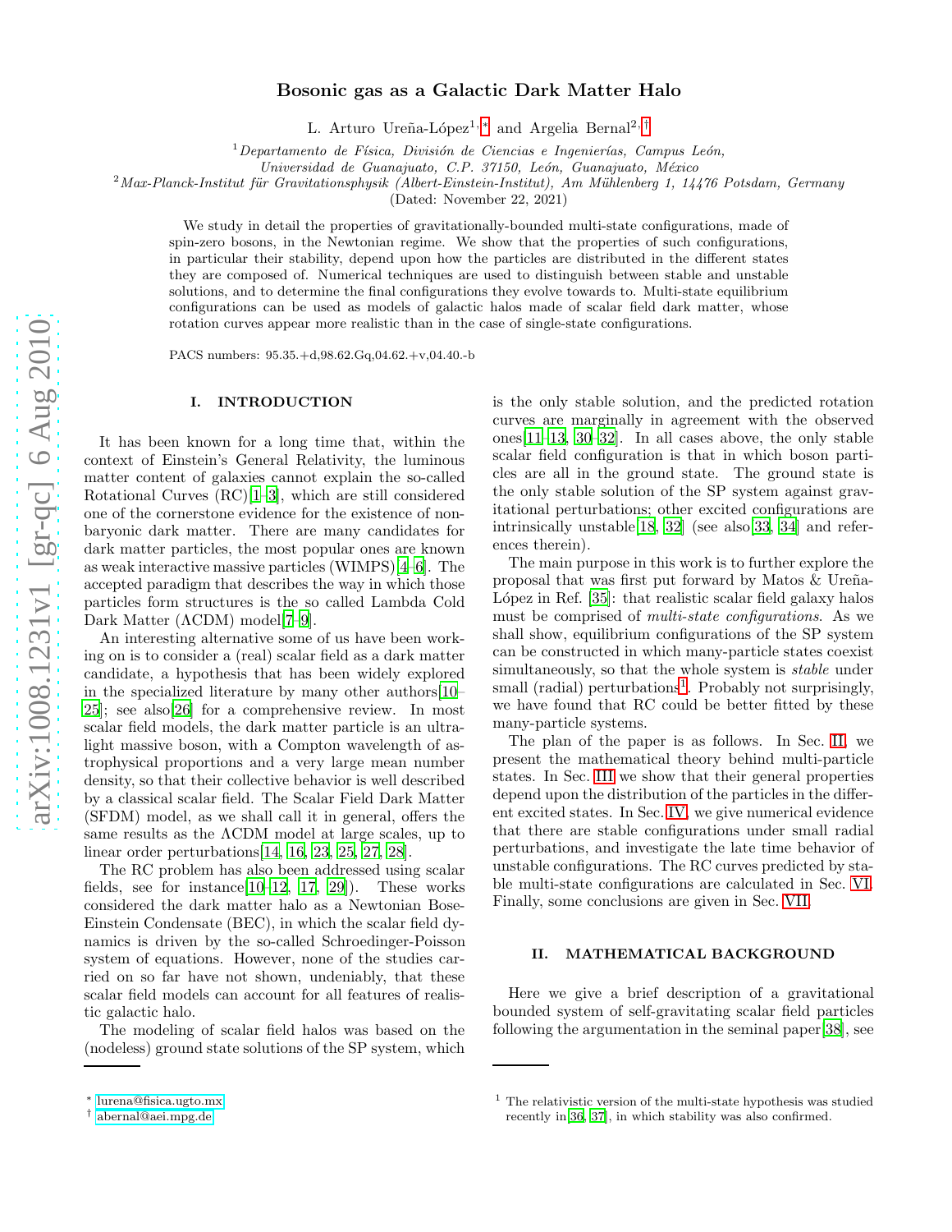# Bosonic gas as a Galactic Dark Matter Halo

L. Arturo Ureña-López[1,*] and Argelia Bernal[2,†]

[1] *Departamento de Física, División de Ciencias e Ingenierías, Campus León, Universidad de Guanajuato, C.P. 37150, León, Guanajuato, México*

[2] *Max-Planck-Institut für Gravitationsphysik (Albert-Einstein-Institut), Am Mühlenberg 1, 14476 Potsdam, Germany*

(Dated: November 22, 2021)

We study in detail the properties of gravitationally-bounded multi-state configurations, made of spin-zero bosons, in the Newtonian regime. We show that the properties of such configurations, in particular their stability, depend upon how the particles are distributed in the different states they are composed of. Numerical techniques are used to distinguish between stable and unstable solutions, and to determine the final configurations they evolve towards to. Multi-state equilibrium configurations can be used as models of galactic halos made of scalar field dark matter, whose rotation curves appear more realistic than in the case of single-state configurations.

PACS numbers: 95.35.+d,98.62.Gq,04.62.+v,04.40.-b

## I. INTRODUCTION

It has been known for a long time that, within the context of Einstein's General Relativity, the luminous matter content of galaxies cannot explain the so-called Rotational Curves (RC)[1–3], which are still considered one of the cornerstone evidence for the existence of non-baryonic dark matter. There are many candidates for dark matter particles, the most popular ones are known as weak interactive massive particles (WIMPS)[4–6]. The accepted paradigm that describes the way in which those particles form structures is the so called Lambda Cold Dark Matter (ΛCDM) model[7–9].

An interesting alternative some of us have been working on is to consider a (real) scalar field as a dark matter candidate, a hypothesis that has been widely explored in the specialized literature by many other authors[10–25]; see also[26] for a comprehensive review. In most scalar field models, the dark matter particle is an ultra-light massive boson, with a Compton wavelength of astrophysical proportions and a very large mean number density, so that their collective behavior is well described by a classical scalar field. The Scalar Field Dark Matter (SFDM) model, as we shall call it in general, offers the same results as the ΛCDM model at large scales, up to linear order perturbations[14, 16, 23, 25, 27, 28].

The RC problem has also been addressed using scalar fields, see for instance[10–12, 17, 29]). These works considered the dark matter halo as a Newtonian Bose-Einstein Condensate (BEC), in which the scalar field dynamics is driven by the so-called Schroedinger-Poisson system of equations. However, none of the studies carried on so far have not shown, undeniably, that these scalar field models can account for all features of realistic galactic halo.

The modeling of scalar field halos was based on the (nodeless) ground state solutions of the SP system, which is the only stable solution, and the predicted rotation curves are marginally in agreement with the observed ones[11–13, 30–32]. In all cases above, the only stable scalar field configuration is that in which boson particles are all in the ground state. The ground state is the only stable solution of the SP system against gravitational perturbations; other excited configurations are intrinsically unstable[18, 32] (see also[33, 34] and references therein).

The main purpose in this work is to further explore the proposal that was first put forward by Matos & Ureña-López in Ref. [35]: that realistic scalar field galaxy halos must be comprised of *multi-state configurations*. As we shall show, equilibrium configurations of the SP system can be constructed in which many-particle states coexist simultaneously, so that the whole system is *stable* under small (radial) perturbations[1]. Probably not surprisingly, we have found that RC could be better fitted by these many-particle systems.

The plan of the paper is as follows. In Sec. II, we present the mathematical theory behind multi-particle states. In Sec. III we show that their general properties depend upon the distribution of the particles in the different excited states. In Sec. IV, we give numerical evidence that there are stable configurations under small radial perturbations, and investigate the late time behavior of unstable configurations. The RC curves predicted by stable multi-state configurations are calculated in Sec. VI. Finally, some conclusions are given in Sec. VII.

## II. MATHEMATICAL BACKGROUND

Here we give a brief description of a gravitational bounded system of self-gravitating scalar field particles following the argumentation in the seminal paper[38], see

* lurena@fisica.ugto.mx
† abernal@aei.mpg.de

[1] The relativistic version of the multi-state hypothesis was studied recently in[36, 37], in which stability was also confirmed.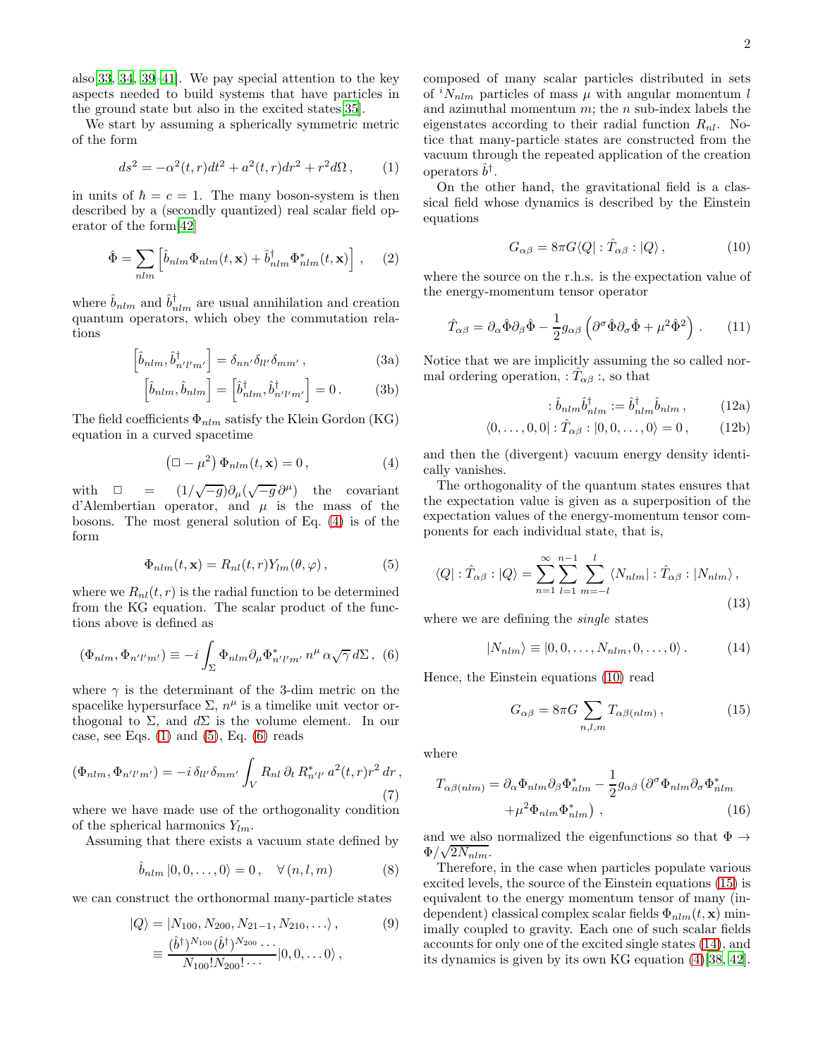also[33, 34, 39–41]. We pay special attention to the key aspects needed to build systems that have particles in the ground state but also in the excited states[35].

We start by assuming a spherically symmetric metric of the form

$$ds^2 = -\alpha^2(t,r)dt^2 + a^2(t,r)dr^2 + r^2 d\Omega \,, \tag{1}$$

in units of $\hbar = c = 1$. The many boson-system is then described by a (secondly quantized) real scalar field operator of the form[42]

$$\hat{\Phi} = \sum_{nlm} \left[ \hat{b}_{nlm} \Phi_{nlm}(t,\mathbf{x}) + \hat{b}^{\dagger}_{nlm} \Phi^{*}_{nlm}(t,\mathbf{x}) \right] \,, \tag{2}$$

where $\hat{b}_{nlm}$ and $\hat{b}^{\dagger}_{nlm}$ are usual annihilation and creation quantum operators, which obey the commutation relations

$$\left[ \hat{b}_{nlm}, \hat{b}^{\dagger}_{n'l'm'} \right] = \delta_{nn'} \delta_{ll'} \delta_{mm'} \,, \tag{3a}$$

$$\left[ \hat{b}_{nlm}, \hat{b}_{nlm} \right] = \left[ \hat{b}^{\dagger}_{nlm}, \hat{b}^{\dagger}_{n'l'm'} \right] = 0 \,. \tag{3b}$$

The field coefficients $\Phi_{nlm}$ satisfy the Klein Gordon (KG) equation in a curved spacetime

$$\left( \Box - \mu^2 \right) \Phi_{nlm}(t,\mathbf{x}) = 0 \,, \tag{4}$$

with $\Box = (1/\sqrt{-g})\partial_\mu(\sqrt{-g}\,\partial^\mu)$ the covariant d'Alembertian operator, and $\mu$ is the mass of the bosons. The most general solution of Eq. (4) is of the form

$$\Phi_{nlm}(t,\mathbf{x}) = R_{nl}(t,r) Y_{lm}(\theta,\varphi) \,, \tag{5}$$

where we $R_{nl}(t,r)$ is the radial function to be determined from the KG equation. The scalar product of the functions above is defined as

$$(\Phi_{nlm}, \Phi_{n'l'm'}) \equiv -i \int_{\Sigma} \Phi_{nlm} \partial_\mu \Phi^{*}_{n'l'm'} \, n^\mu \, \alpha \sqrt{\gamma} \, d\Sigma \,, \tag{6}$$

where $\gamma$ is the determinant of the 3-dim metric on the spacelike hypersurface $\Sigma$, $n^\mu$ is a timelike unit vector orthogonal to $\Sigma$, and $d\Sigma$ is the volume element. In our case, see Eqs. (1) and (5), Eq. (6) reads

$$(\Phi_{nlm}, \Phi_{n'l'm'}) = -i \, \delta_{ll'} \delta_{mm'} \int_V R_{nl} \, \partial_t \, R^{*}_{n'l'} \, a^2(t,r) r^2 \, dr \,, \tag{7}$$

where we have made use of the orthogonality condition of the spherical harmonics $Y_{lm}$.

Assuming that there exists a vacuum state defined by

$$\hat{b}_{nlm} \left| 0, 0, \ldots, 0 \right\rangle = 0 \,, \quad \forall \, (n,l,m) \tag{8}$$

we can construct the orthonormal many-particle states

$$\begin{aligned} |Q\rangle &= |N_{100}, N_{200}, N_{21-1}, N_{210}, \ldots \rangle \,, \\ &\equiv \frac{(\hat{b}^{\dagger})^{N_{100}} (\hat{b}^{\dagger})^{N_{200}} \cdots}{N_{100}! N_{200}! \cdots} |0, 0, \ldots 0\rangle \,, \end{aligned} \tag{9}$$

composed of many scalar particles distributed in sets of ${}^{i}N_{nlm}$ particles of mass $\mu$ with angular momentum $l$ and azimuthal momentum $m$; the $n$ sub-index labels the eigenstates according to their radial function $R_{nl}$. Notice that many-particle states are constructed from the vacuum through the repeated application of the creation operators $\hat{b}^{\dagger}$.

On the other hand, the gravitational field is a classical field whose dynamics is described by the Einstein equations

$$G_{\alpha\beta} = 8\pi G \langle Q| : \hat{T}_{\alpha\beta} : |Q\rangle \,, \tag{10}$$

where the source on the r.h.s. is the expectation value of the energy-momentum tensor operator

$$\hat{T}_{\alpha\beta} = \partial_\alpha \hat{\Phi} \partial_\beta \hat{\Phi} - \frac{1}{2} g_{\alpha\beta} \left( \partial^\sigma \hat{\Phi} \partial_\sigma \hat{\Phi} + \mu^2 \hat{\Phi}^2 \right) \,. \tag{11}$$

Notice that we are implicitly assuming the so called normal ordering operation, $: \hat{T}_{\alpha\beta} :$, so that

$$: \hat{b}_{nlm} \hat{b}^{\dagger}_{nlm} := \hat{b}^{\dagger}_{nlm} \hat{b}_{nlm} \,, \tag{12a}$$

$$\langle 0, \ldots, 0, 0| : \hat{T}_{\alpha\beta} : |0, 0, \ldots, 0\rangle = 0 \,, \tag{12b}$$

and then the (divergent) vacuum energy density identically vanishes.

The orthogonality of the quantum states ensures that the expectation value is given as a superposition of the expectation values of the energy-momentum tensor components for each individual state, that is,

$$\langle Q| : \hat{T}_{\alpha\beta} : |Q\rangle = \sum_{n=1}^{\infty} \sum_{l=1}^{n-1} \sum_{m=-l}^{l} \langle N_{nlm}| : \hat{T}_{\alpha\beta} : |N_{nlm}\rangle \,, \tag{13}$$

where we are defining the *single* states

$$|N_{nlm}\rangle \equiv |0, 0, \ldots, N_{nlm}, 0, \ldots, 0\rangle \,. \tag{14}$$

Hence, the Einstein equations (10) read

$$G_{\alpha\beta} = 8\pi G \sum_{n,l,m} T_{\alpha\beta(nlm)} \,, \tag{15}$$

where

$$\begin{aligned} T_{\alpha\beta(nlm)} = \partial_\alpha \Phi_{nlm} \partial_\beta \Phi^{*}_{nlm} - \frac{1}{2} g_{\alpha\beta} \big( & \partial^\sigma \Phi_{nlm} \partial_\sigma \Phi^{*}_{nlm} \\ & + \mu^2 \Phi_{nlm} \Phi^{*}_{nlm} \big) \,, \end{aligned} \tag{16}$$

and we also normalized the eigenfunctions so that $\Phi \to \Phi/\sqrt{2N_{nlm}}$.

Therefore, in the case when particles populate various excited levels, the source of the Einstein equations (15) is equivalent to the energy momentum tensor of many (independent) classical complex scalar fields $\Phi_{nlm}(t,\mathbf{x})$ minimally coupled to gravity. Each one of such scalar fields accounts for only one of the excited single states (14), and its dynamics is given by its own KG equation (4)[38, 42].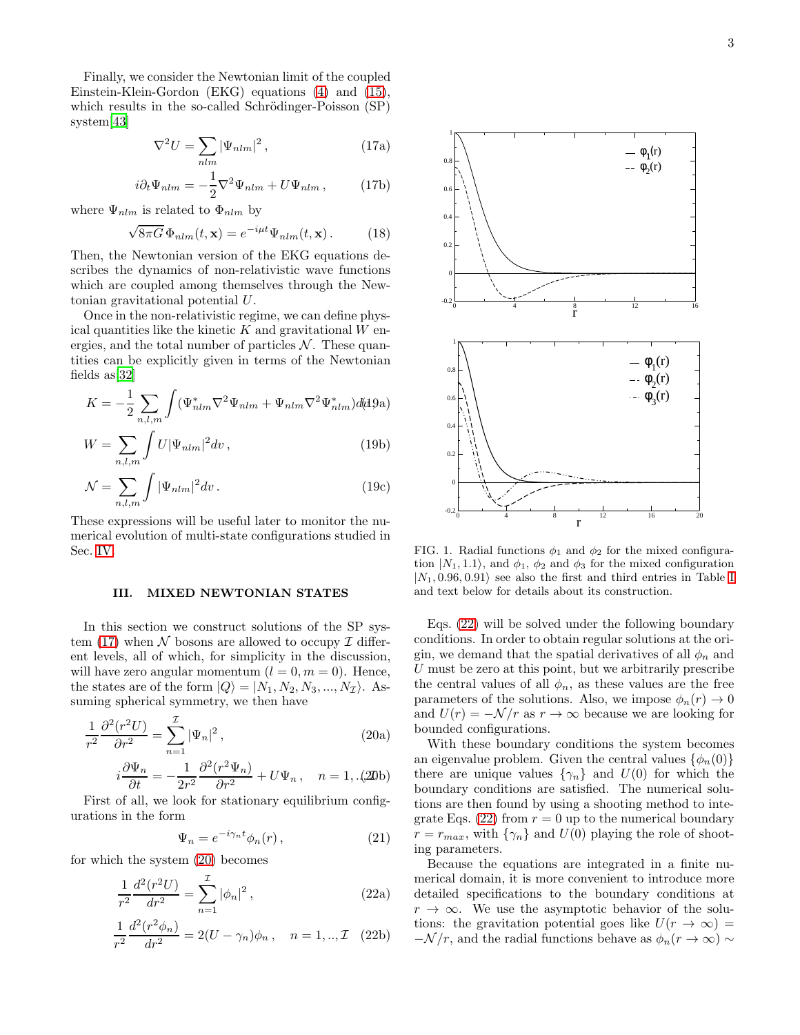Finally, we consider the Newtonian limit of the coupled Einstein-Klein-Gordon (EKG) equations (4) and (15), which results in the so-called Schrödinger-Poisson (SP) system[43]

$$\nabla^2 U = \sum_{nlm} |\Psi_{nlm}|^2 \,, \tag{17a}$$

$$i\partial_t \Psi_{nlm} = -\frac{1}{2}\nabla^2 \Psi_{nlm} + U\Psi_{nlm} \,, \tag{17b}$$

where $\Psi_{nlm}$ is related to $\Phi_{nlm}$ by

$$\sqrt{8\pi G}\,\Phi_{nlm}(t,\mathbf{x}) = e^{-i\mu t}\Psi_{nlm}(t,\mathbf{x}) \,. \tag{18}$$

Then, the Newtonian version of the EKG equations describes the dynamics of non-relativistic wave functions which are coupled among themselves through the Newtonian gravitational potential $U$.

Once in the non-relativistic regime, we can define physical quantities like the kinetic $K$ and gravitational $W$ energies, and the total number of particles $\mathcal{N}$. These quantities can be explicitly given in terms of the Newtonian fields as[32]

$$K = -\frac{1}{2}\sum_{n,l,m}\int (\Psi^*_{nlm}\nabla^2\Psi_{nlm} + \Psi_{nlm}\nabla^2\Psi^*_{nlm})dv \,, \tag{19a}$$

$$W = \sum_{n,l,m}\int U|\Psi_{nlm}|^2 dv \,, \tag{19b}$$

$$\mathcal{N} = \sum_{n,l,m}\int |\Psi_{nlm}|^2 dv \,. \tag{19c}$$

These expressions will be useful later to monitor the numerical evolution of multi-state configurations studied in Sec. IV.

## III. MIXED NEWTONIAN STATES

In this section we construct solutions of the SP system (17) when $\mathcal{N}$ bosons are allowed to occupy $\mathcal{I}$ different levels, all of which, for simplicity in the discussion, will have zero angular momentum ($l = 0, m = 0$). Hence, the states are of the form $|Q\rangle = |N_1, N_2, N_3, ..., N_{\mathcal{I}}\rangle$. Assuming spherical symmetry, we then have

$$\frac{1}{r^2}\frac{\partial^2(r^2 U)}{\partial r^2} = \sum_{n=1}^{\mathcal{I}} |\Psi_n|^2 \,, \tag{20a}$$

$$i\frac{\partial \Psi_n}{\partial t} = -\frac{1}{2r^2}\frac{\partial^2(r^2\Psi_n)}{\partial r^2} + U\Psi_n \,, \quad n = 1,..\mathcal{I} \tag{20b}$$

First of all, we look for stationary equilibrium configurations in the form

$$\Psi_n = e^{-i\gamma_n t}\phi_n(r) \,, \tag{21}$$

for which the system (20) becomes

$$\frac{1}{r^2}\frac{d^2(r^2 U)}{dr^2} = \sum_{n=1}^{\mathcal{I}} |\phi_n|^2 \,, \tag{22a}$$

$$\frac{1}{r^2}\frac{d^2(r^2\phi_n)}{dr^2} = 2(U - \gamma_n)\phi_n \,, \quad n = 1,..,\mathcal{I} \tag{22b}$$

FIG. 1. Radial functions $\phi_1$ and $\phi_2$ for the mixed configuration $|N_1, 1.1\rangle$, and $\phi_1$, $\phi_2$ and $\phi_3$ for the mixed configuration $|N_1, 0.96, 0.91\rangle$ see also the first and third entries in Table I and text below for details about its construction.

Eqs. (22) will be solved under the following boundary conditions. In order to obtain regular solutions at the origin, we demand that the spatial derivatives of all $\phi_n$ and $U$ must be zero at this point, but we arbitrarily prescribe the central values of all $\phi_n$, as these values are the free parameters of the solutions. Also, we impose $\phi_n(r) \to 0$ and $U(r) = -\mathcal{N}/r$ as $r \to \infty$ because we are looking for bounded configurations.

With these boundary conditions the system becomes an eigenvalue problem. Given the central values $\{\phi_n(0)\}$ there are unique values $\{\gamma_n\}$ and $U(0)$ for which the boundary conditions are satisfied. The numerical solutions are then found by using a shooting method to integrate Eqs. (22) from $r = 0$ up to the numerical boundary $r = r_{max}$, with $\{\gamma_n\}$ and $U(0)$ playing the role of shooting parameters.

Because the equations are integrated in a finite numerical domain, it is more convenient to introduce more detailed specifications to the boundary conditions at $r \to \infty$. We use the asymptotic behavior of the solutions: the gravitation potential goes like $U(r \to \infty) = -\mathcal{N}/r$, and the radial functions behave as $\phi_n(r \to \infty) \sim$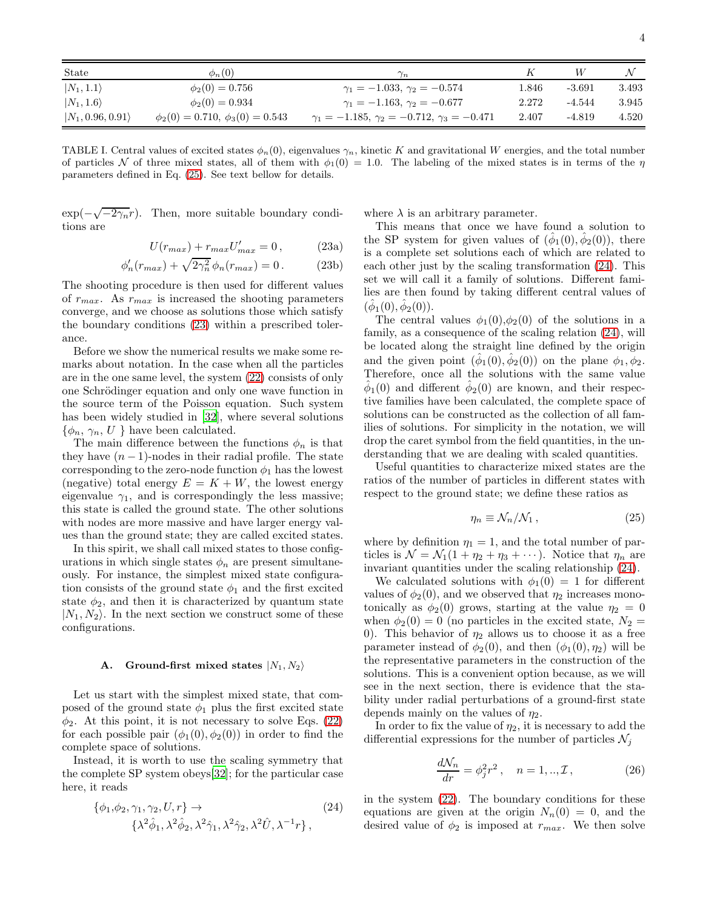| State | $\phi_n(0)$ | $\gamma_n$ | $K$ | $W$ | $\mathcal{N}$ |
|---|---|---|---|---|---|
| $\|N_1, 1.1\rangle$ | $\phi_2(0) = 0.756$ | $\gamma_1 = -1.033,\ \gamma_2 = -0.574$ | 1.846 | -3.691 | 3.493 |
| $\|N_1, 1.6\rangle$ | $\phi_2(0) = 0.934$ | $\gamma_1 = -1.163,\ \gamma_2 = -0.677$ | 2.272 | -4.544 | 3.945 |
| $\|N_1, 0.96, 0.91\rangle$ | $\phi_2(0) = 0.710,\ \phi_3(0) = 0.543$ | $\gamma_1 = -1.185,\ \gamma_2 = -0.712,\ \gamma_3 = -0.471$ | 2.407 | -4.819 | 4.520 |

TABLE I. Central values of excited states $\phi_n(0)$, eigenvalues $\gamma_n$, kinetic $K$ and gravitational $W$ energies, and the total number of particles $\mathcal{N}$ of three mixed states, all of them with $\phi_1(0) = 1.0$. The labeling of the mixed states is in terms of the $\eta$ parameters defined in Eq. (25). See text bellow for details.

$\exp(-\sqrt{-2\gamma_n}r)$. Then, more suitable boundary conditions are

$$U(r_{max}) + r_{max}U'_{max} = 0\,, \tag{23a}$$

$$\phi'_n(r_{max}) + \sqrt{2\gamma_n^2}\,\phi_n(r_{max}) = 0\,. \tag{23b}$$

The shooting procedure is then used for different values of $r_{max}$. As $r_{max}$ is increased the shooting parameters converge, and we choose as solutions those which satisfy the boundary conditions (23) within a prescribed tolerance.

Before we show the numerical results we make some remarks about notation. In the case when all the particles are in the one same level, the system (22) consists of only one Schrödinger equation and only one wave function in the source term of the Poisson equation. Such system has been widely studied in [32], where several solutions $\{\phi_n, \gamma_n, U\}$ have been calculated.

The main difference between the functions $\phi_n$ is that they have $(n-1)$-nodes in their radial profile. The state corresponding to the zero-node function $\phi_1$ has the lowest (negative) total energy $E = K + W$, the lowest energy eigenvalue $\gamma_1$, and is correspondingly the less massive; this state is called the ground state. The other solutions with nodes are more massive and have larger energy values than the ground state; they are called excited states.

In this spirit, we shall call mixed states to those configurations in which single states $\phi_n$ are present simultaneously. For instance, the simplest mixed state configuration consists of the ground state $\phi_1$ and the first excited state $\phi_2$, and then it is characterized by quantum state $|N_1, N_2\rangle$. In the next section we construct some of these configurations.

### A. Ground-first mixed states $|N_1, N_2\rangle$

Let us start with the simplest mixed state, that composed of the ground state $\phi_1$ plus the first excited state $\phi_2$. At this point, it is not necessary to solve Eqs. (22) for each possible pair $(\phi_1(0), \phi_2(0))$ in order to find the complete space of solutions.

Instead, it is worth to use the scaling symmetry that the complete SP system obeys[32]; for the particular case here, it reads

$$\{\phi_1,\phi_2,\gamma_1,\gamma_2,U,r\} \rightarrow \{\lambda^2\hat{\phi}_1,\lambda^2\hat{\phi}_2,\lambda^2\hat{\gamma}_1,\lambda^2\hat{\gamma}_2,\lambda^2\hat{U},\lambda^{-1}r\}\,, \tag{24}$$

where $\lambda$ is an arbitrary parameter.

This means that once we have found a solution to the SP system for given values of $(\hat{\phi}_1(0), \hat{\phi}_2(0))$, there is a complete set solutions each of which are related to each other just by the scaling transformation (24). This set we will call it a family of solutions. Different families are then found by taking different central values of $(\hat{\phi}_1(0), \hat{\phi}_2(0))$.

The central values $\phi_1(0)$,$\phi_2(0)$ of the solutions in a family, as a consequence of the scaling relation (24), will be located along the straight line defined by the origin and the given point $(\hat{\phi}_1(0), \hat{\phi}_2(0))$ on the plane $\phi_1, \phi_2$. Therefore, once all the solutions with the same value $\hat{\phi}_1(0)$ and different $\hat{\phi}_2(0)$ are known, and their respective families have been calculated, the complete space of solutions can be constructed as the collection of all families of solutions. For simplicity in the notation, we will drop the caret symbol from the field quantities, in the understanding that we are dealing with scaled quantities.

Useful quantities to characterize mixed states are the ratios of the number of particles in different states with respect to the ground state; we define these ratios as

$$\eta_n \equiv \mathcal{N}_n/\mathcal{N}_1\,, \tag{25}$$

where by definition $\eta_1 = 1$, and the total number of particles is $\mathcal{N} = \mathcal{N}_1(1 + \eta_2 + \eta_3 + \cdots)$. Notice that $\eta_n$ are invariant quantities under the scaling relationship (24).

We calculated solutions with $\phi_1(0) = 1$ for different values of $\phi_2(0)$, and we observed that $\eta_2$ increases monotonically as $\phi_2(0)$ grows, starting at the value $\eta_2 = 0$ when $\phi_2(0) = 0$ (no particles in the excited state, $N_2 = 0$). This behavior of $\eta_2$ allows us to choose it as a free parameter instead of $\phi_2(0)$, and then $(\phi_1(0), \eta_2)$ will be the representative parameters in the construction of the solutions. This is a convenient option because, as we will see in the next section, there is evidence that the stability under radial perturbations of a ground-first state depends mainly on the values of $\eta_2$.

In order to fix the value of $\eta_2$, it is necessary to add the differential expressions for the number of particles $\mathcal{N}_j$

$$\frac{d\mathcal{N}_n}{dr} = \phi_j^2 r^2\,, \quad n = 1,..,\mathcal{I}\,, \tag{26}$$

in the system (22). The boundary conditions for these equations are given at the origin $N_n(0) = 0$, and the desired value of $\phi_2$ is imposed at $r_{max}$. We then solve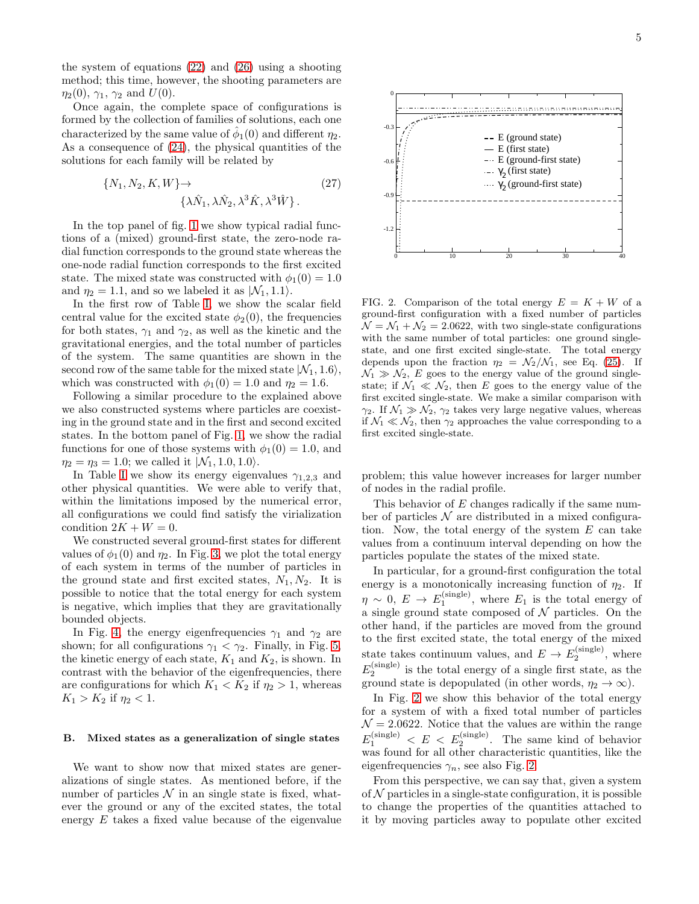the system of equations (22) and (26) using a shooting method; this time, however, the shooting parameters are $\eta_2(0)$, $\gamma_1$, $\gamma_2$ and $U(0)$.

Once again, the complete space of configurations is formed by the collection of families of solutions, each one characterized by the same value of $\hat{\phi}_1(0)$ and different $\eta_2$. As a consequence of (24), the physical quantities of the solutions for each family will be related by

$$\{N_1, N_2, K, W\} \rightarrow \{\lambda \hat{N}_1, \lambda \hat{N}_2, \lambda^3 \hat{K}, \lambda^3 \hat{W}\}\,. \tag{27}$$

In the top panel of fig. 1 we show typical radial functions of a (mixed) ground-first state, the zero-node radial function corresponds to the ground state whereas the one-node radial function corresponds to the first excited state. The mixed state was constructed with $\phi_1(0) = 1.0$ and $\eta_2 = 1.1$, and so we labeled it as $|\mathcal{N}_1, 1.1\rangle$.

In the first row of Table I, we show the scalar field central value for the excited state $\phi_2(0)$, the frequencies for both states, $\gamma_1$ and $\gamma_2$, as well as the kinetic and the gravitational energies, and the total number of particles of the system. The same quantities are shown in the second row of the same table for the mixed state $|\mathcal{N}_1, 1.6\rangle$, which was constructed with $\phi_1(0) = 1.0$ and $\eta_2 = 1.6$.

Following a similar procedure to the explained above we also constructed systems where particles are coexisting in the ground state and in the first and second excited states. In the bottom panel of Fig. 1, we show the radial functions for one of those systems with $\phi_1(0) = 1.0$, and $\eta_2 = \eta_3 = 1.0$; we called it $|\mathcal{N}_1, 1.0, 1.0\rangle$.

In Table I we show its energy eigenvalues $\gamma_{1,2,3}$ and other physical quantities. We were able to verify that, within the limitations imposed by the numerical error, all configurations we could find satisfy the virialization condition $2K + W = 0$.

We constructed several ground-first states for different values of $\phi_1(0)$ and $\eta_2$. In Fig. 3, we plot the total energy of each system in terms of the number of particles in the ground state and first excited states, $N_1, N_2$. It is possible to notice that the total energy for each system is negative, which implies that they are gravitationally bounded objects.

In Fig. 4, the energy eigenfrequencies $\gamma_1$ and $\gamma_2$ are shown; for all configurations $\gamma_1 < \gamma_2$. Finally, in Fig. 5, the kinetic energy of each state, $K_1$ and $K_2$, is shown. In contrast with the behavior of the eigenfrequencies, there are configurations for which $K_1 < K_2$ if $\eta_2 > 1$, whereas $K_1 > K_2$ if $\eta_2 < 1$.

### B. Mixed states as a generalization of single states

We want to show now that mixed states are generalizations of single states. As mentioned before, if the number of particles $\mathcal{N}$ in an single state is fixed, whatever the ground or any of the excited states, the total energy $E$ takes a fixed value because of the eigenvalue problem; this value however increases for larger number of nodes in the radial profile.

FIG. 2. Comparison of the total energy $E = K + W$ of a ground-first configuration with a fixed number of particles $\mathcal{N} = \mathcal{N}_1 + \mathcal{N}_2 = 2.0622$, with two single-state configurations with the same number of total particles: one ground single-state, and one first excited single-state. The total energy depends upon the fraction $\eta_2 = \mathcal{N}_2/\mathcal{N}_1$, see Eq. (25). If $\mathcal{N}_1 \gg \mathcal{N}_2$, $E$ goes to the energy value of the ground single-state; if $\mathcal{N}_1 \ll \mathcal{N}_2$, then $E$ goes to the energy value of the first excited single-state. We make a similar comparison with $\gamma_2$. If $\mathcal{N}_1 \gg \mathcal{N}_2$, $\gamma_2$ takes very large negative values, whereas if $\mathcal{N}_1 \ll \mathcal{N}_2$, then $\gamma_2$ approaches the value corresponding to a first excited single-state.

This behavior of $E$ changes radically if the same number of particles $\mathcal{N}$ are distributed in a mixed configuration. Now, the total energy of the system $E$ can take values from a continuum interval depending on how the particles populate the states of the mixed state.

In particular, for a ground-first configuration the total energy is a monotonically increasing function of $\eta_2$. If $\eta \sim 0$, $E \rightarrow E_1^{(\text{single})}$, where $E_1$ is the total energy of a single ground state composed of $\mathcal{N}$ particles. On the other hand, if the particles are moved from the ground to the first excited state, the total energy of the mixed state takes continuum values, and $E \rightarrow E_2^{(\text{single})}$, where $E_2^{(\text{single})}$ is the total energy of a single first state, as the ground state is depopulated (in other words, $\eta_2 \rightarrow \infty$).

In Fig. 2 we show this behavior of the total energy for a system of with a fixed total number of particles $\mathcal{N} = 2.0622$. Notice that the values are within the range $E_1^{(\text{single})} < E < E_2^{(\text{single})}$. The same kind of behavior was found for all other characteristic quantities, like the eigenfrequencies $\gamma_n$, see also Fig. 2.

From this perspective, we can say that, given a system of $\mathcal{N}$ particles in a single-state configuration, it is possible to change the properties of the quantities attached to it by moving particles away to populate other excited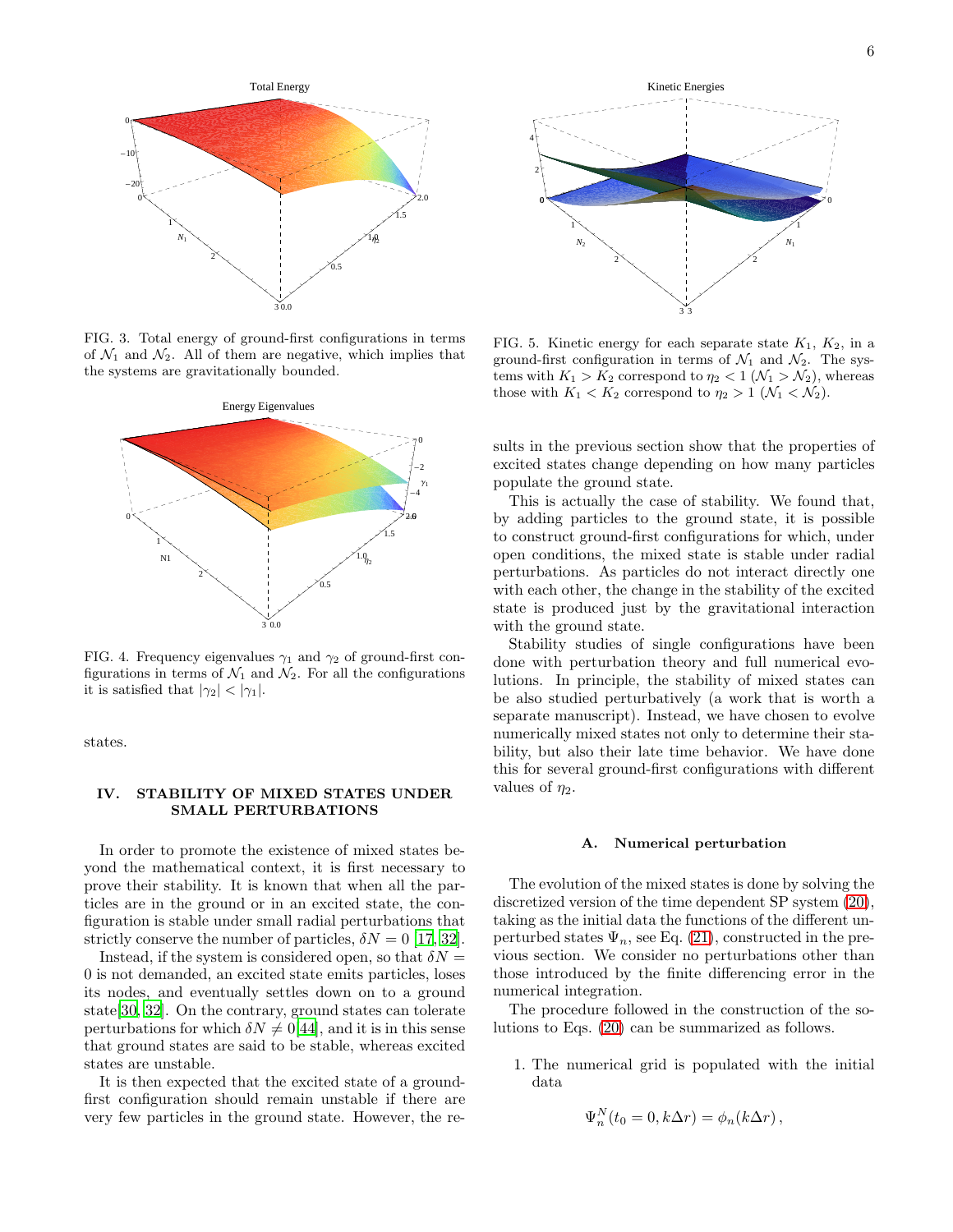FIG. 3. Total energy of ground-first configurations in terms of $\mathcal{N}_1$ and $\mathcal{N}_2$. All of them are negative, which implies that the systems are gravitationally bounded.

FIG. 4. Frequency eigenvalues $\gamma_1$ and $\gamma_2$ of ground-first configurations in terms of $\mathcal{N}_1$ and $\mathcal{N}_2$. For all the configurations it is satisfied that $|\gamma_2| < |\gamma_1|$.

FIG. 5. Kinetic energy for each separate state $K_1$, $K_2$, in a ground-first configuration in terms of $\mathcal{N}_1$ and $\mathcal{N}_2$. The systems with $K_1 > K_2$ correspond to $\eta_2 < 1$ ($\mathcal{N}_1 > \mathcal{N}_2$), whereas those with $K_1 < K_2$ correspond to $\eta_2 > 1$ ($\mathcal{N}_1 < \mathcal{N}_2$).

states.

## IV. STABILITY OF MIXED STATES UNDER SMALL PERTURBATIONS

In order to promote the existence of mixed states beyond the mathematical context, it is first necessary to prove their stability. It is known that when all the particles are in the ground or in an excited state, the configuration is stable under small radial perturbations that strictly conserve the number of particles, $\delta N = 0$ [17, 32].

Instead, if the system is considered open, so that $\delta N = 0$ is not demanded, an excited state emits particles, loses its nodes, and eventually settles down on to a ground state[30, 32]. On the contrary, ground states can tolerate perturbations for which $\delta N \neq 0$[44], and it is in this sense that ground states are said to be stable, whereas excited states are unstable.

It is then expected that the excited state of a ground-first configuration should remain unstable if there are very few particles in the ground state. However, the results in the previous section show that the properties of excited states change depending on how many particles populate the ground state.

This is actually the case of stability. We found that, by adding particles to the ground state, it is possible to construct ground-first configurations for which, under open conditions, the mixed state is stable under radial perturbations. As particles do not interact directly one with each other, the change in the stability of the excited state is produced just by the gravitational interaction with the ground state.

Stability studies of single configurations have been done with perturbation theory and full numerical evolutions. In principle, the stability of mixed states can be also studied perturbatively (a work that is worth a separate manuscript). Instead, we have chosen to evolve numerically mixed states not only to determine their stability, but also their late time behavior. We have done this for several ground-first configurations with different values of $\eta_2$.

### A. Numerical perturbation

The evolution of the mixed states is done by solving the discretized version of the time dependent SP system (20), taking as the initial data the functions of the different unperturbed states $\Psi_n$, see Eq. (21), constructed in the previous section. We consider no perturbations other than those introduced by the finite differencing error in the numerical integration.

The procedure followed in the construction of the solutions to Eqs. (20) can be summarized as follows.

1. The numerical grid is populated with the initial data

$$\Psi_n^N(t_0 = 0, k\Delta r) = \phi_n(k\Delta r),$$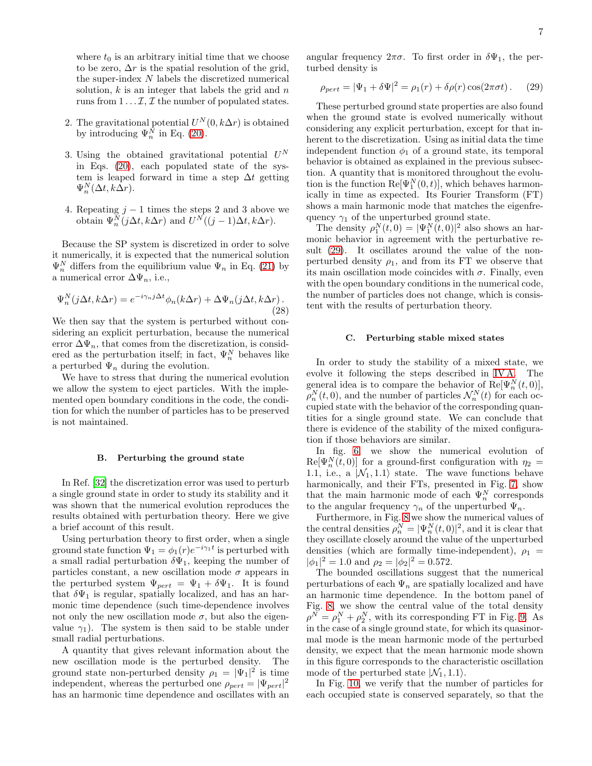where $t_0$ is an arbitrary initial time that we choose to be zero, $\Delta r$ is the spatial resolution of the grid, the super-index $N$ labels the discretized numerical solution, $k$ is an integer that labels the grid and $n$ runs from $1 \ldots \mathcal{I}$, $\mathcal{I}$ the number of populated states.

2. The gravitational potential $U^N(0, k\Delta r)$ is obtained by introducing $\Psi_n^N$ in Eq. (20).

3. Using the obtained gravitational potential $U^N$ in Eqs. (20), each populated state of the system is leaped forward in time a step $\Delta t$ getting $\Psi_n^N(\Delta t, k\Delta r)$.

4. Repeating $j-1$ times the steps 2 and 3 above we obtain $\Psi_n^N(j\Delta t, k\Delta r)$ and $U^N((j-1)\Delta t, k\Delta r)$.

Because the SP system is discretized in order to solve it numerically, it is expected that the numerical solution $\Psi_n^N$ differs from the equilibrium value $\Psi_n$ in Eq. (21) by a numerical error $\Delta\Psi_n$, i.e.,

$$\Psi_n^N(j\Delta t, k\Delta r) = e^{-i\gamma_n j\Delta t}\phi_n(k\Delta r) + \Delta\Psi_n(j\Delta t, k\Delta r)\,. \quad (28)$$

We then say that the system is perturbed without considering an explicit perturbation, because the numerical error $\Delta\Psi_n$, that comes from the discretization, is considered as the perturbation itself; in fact, $\Psi_n^N$ behaves like a perturbed $\Psi_n$ during the evolution.

We have to stress that during the numerical evolution we allow the system to eject particles. With the implemented open boundary conditions in the code, the condition for which the number of particles has to be preserved is not maintained.

### B. Perturbing the ground state

In Ref. [32] the discretization error was used to perturb a single ground state in order to study its stability and it was shown that the numerical evolution reproduces the results obtained with perturbation theory. Here we give a brief account of this result.

Using perturbation theory to first order, when a single ground state function $\Psi_1 = \phi_1(r)e^{-i\gamma_1 t}$ is perturbed with a small radial perturbation $\delta\Psi_1$, keeping the number of particles constant, a new oscillation mode $\sigma$ appears in the perturbed system $\Psi_{pert} = \Psi_1 + \delta\Psi_1$. It is found that $\delta\Psi_1$ is regular, spatially localized, and has an harmonic time dependence (such time-dependence involves not only the new oscillation mode $\sigma$, but also the eigenvalue $\gamma_1$). The system is then said to be stable under small radial perturbations.

A quantity that gives relevant information about the new oscillation mode is the perturbed density. The ground state non-perturbed density $\rho_1 = |\Psi_1|^2$ is time independent, whereas the perturbed one $\rho_{pert} = |\Psi_{pert}|^2$ has an harmonic time dependence and oscillates with an angular frequency $2\pi\sigma$. To first order in $\delta\Psi_1$, the perturbed density is

$$\rho_{pert} = |\Psi_1 + \delta\Psi|^2 = \rho_1(r) + \delta\rho(r)\cos(2\pi\sigma t)\,. \quad (29)$$

These perturbed ground state properties are also found when the ground state is evolved numerically without considering any explicit perturbation, except for that inherent to the discretization. Using as initial data the time independent function $\phi_1$ of a ground state, its temporal behavior is obtained as explained in the previous subsection. A quantity that is monitored throughout the evolution is the function $\mathrm{Re}[\Psi_1^N(0,t)]$, which behaves harmonically in time as expected. Its Fourier Transform (FT) shows a main harmonic mode that matches the eigenfrequency $\gamma_1$ of the unperturbed ground state.

The density $\rho_1^N(t,0) = |\Psi_1^N(t,0)|^2$ also shows an harmonic behavior in agreement with the perturbative result (29). It oscillates around the value of the non-perturbed density $\rho_1$, and from its FT we observe that its main oscillation mode coincides with $\sigma$. Finally, even with the open boundary conditions in the numerical code, the number of particles does not change, which is consistent with the results of perturbation theory.

### C. Perturbing stable mixed states

In order to study the stability of a mixed state, we evolve it following the steps described in IV A. The general idea is to compare the behavior of $\mathrm{Re}[\Psi_n^N(t,0)]$, $\rho_n^N(t,0)$, and the number of particles $\mathcal{N}_n^N(t)$ for each occupied state with the behavior of the corresponding quantities for a single ground state. We can conclude that there is evidence of the stability of the mixed configuration if those behaviors are similar.

In fig. 6 we show the numerical evolution of $\mathrm{Re}[\Psi_n^N(t,0)]$ for a ground-first configuration with $\eta_2 = 1.1$, i.e., a $|\mathcal{N}_1, 1.1\rangle$ state. The wave functions behave harmonically, and their FTs, presented in Fig. 7, show that the main harmonic mode of each $\Psi_n^N$ corresponds to the angular frequency $\gamma_n$ of the unperturbed $\Psi_n$.

Furthermore, in Fig. 8 we show the numerical values of the central densities $\rho_n^N = |\Psi_n^N(t,0)|^2$, and it is clear that they oscillate closely around the value of the unperturbed densities (which are formally time-independent), $\rho_1 = |\phi_1|^2 = 1.0$ and $\rho_2 = |\phi_2|^2 = 0.572$.

The bounded oscillations suggest that the numerical perturbations of each $\Psi_n$ are spatially localized and have an harmonic time dependence. In the bottom panel of Fig. 8, we show the central value of the total density $\rho^N = \rho_1^N + \rho_2^N$, with its corresponding FT in Fig. 9. As in the case of a single ground state, for which its quasinormal mode is the mean harmonic mode of the perturbed density, we expect that the mean harmonic mode shown in this figure corresponds to the characteristic oscillation mode of the perturbed state $|\mathcal{N}_1, 1.1\rangle$.

In Fig. 10, we verify that the number of particles for each occupied state is conserved separately, so that the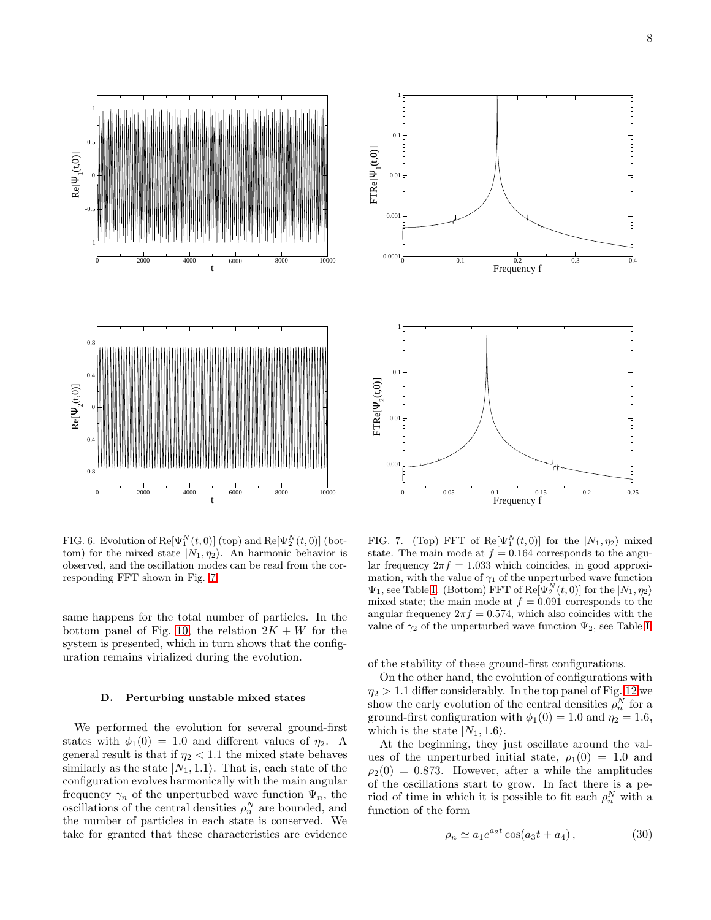FIG. 6. Evolution of $\mathrm{Re}[\Psi_1^N(t,0)]$ (top) and $\mathrm{Re}[\Psi_2^N(t,0)]$ (bottom) for the mixed state $|N_1, \eta_2\rangle$. An harmonic behavior is observed, and the oscillation modes can be read from the corresponding FFT shown in Fig. 7.

FIG. 7. (Top) FFT of $\mathrm{Re}[\Psi_1^N(t,0)]$ for the $|N_1, \eta_2\rangle$ mixed state. The main mode at $f = 0.164$ corresponds to the angular frequency $2\pi f = 1.033$ which coincides, in good approximation, with the value of $\gamma_1$ of the unperturbed wave function $\Psi_1$, see Table I. (Bottom) FFT of $\mathrm{Re}[\Psi_2^N(t,0)]$ for the $|N_1, \eta_2\rangle$ mixed state; the main mode at $f = 0.091$ corresponds to the angular frequency $2\pi f = 0.574$, which also coincides with the value of $\gamma_2$ of the unperturbed wave function $\Psi_2$, see Table I.

same happens for the total number of particles. In the bottom panel of Fig. 10, the relation $2K + W$ for the system is presented, which in turn shows that the configuration remains virialized during the evolution.

### D. Perturbing unstable mixed states

We performed the evolution for several ground-first states with $\phi_1(0) = 1.0$ and different values of $\eta_2$. A general result is that if $\eta_2 < 1.1$ the mixed state behaves similarly as the state $|N_1, 1.1\rangle$. That is, each state of the configuration evolves harmonically with the main angular frequency $\gamma_n$ of the unperturbed wave function $\Psi_n$, the oscillations of the central densities $\rho_n^N$ are bounded, and the number of particles in each state is conserved. We take for granted that these characteristics are evidence of the stability of these ground-first configurations.

On the other hand, the evolution of configurations with $\eta_2 > 1.1$ differ considerably. In the top panel of Fig. 12 we show the early evolution of the central densities $\rho_n^N$ for a ground-first configuration with $\phi_1(0) = 1.0$ and $\eta_2 = 1.6$, which is the state $|N_1, 1.6\rangle$.

At the beginning, they just oscillate around the values of the unperturbed initial state, $\rho_1(0) = 1.0$ and $\rho_2(0) = 0.873$. However, after a while the amplitudes of the oscillations start to grow. In fact there is a period of time in which it is possible to fit each $\rho_n^N$ with a function of the form

$$\rho_n \simeq a_1 e^{a_2 t} \cos(a_3 t + a_4)\,, \tag{30}$$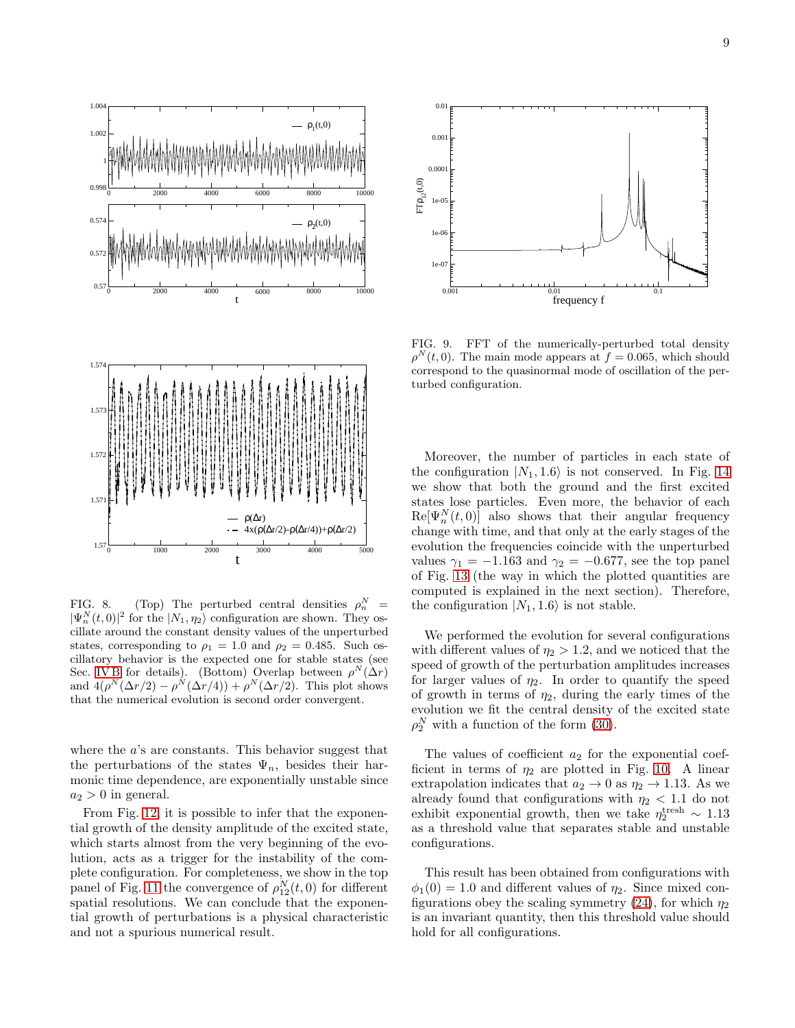FIG. 8. (Top) The perturbed central densities $\rho_n^N = |\Psi_n^N(t,0)|^2$ for the $|N_1, \eta_2\rangle$ configuration are shown. They oscillate around the constant density values of the unperturbed states, corresponding to $\rho_1 = 1.0$ and $\rho_2 = 0.485$. Such oscillatory behavior is the expected one for stable states (see Sec. IV B for details). (Bottom) Overlap between $\rho^N(\Delta r)$ and $4(\rho^N(\Delta r/2) - \rho^N(\Delta r/4)) + \rho^N(\Delta r/2)$. This plot shows that the numerical evolution is second order convergent.

FIG. 9. FFT of the numerically-perturbed total density $\rho^N(t,0)$. The main mode appears at $f = 0.065$, which should correspond to the quasinormal mode of oscillation of the perturbed configuration.

where the $a$'s are constants. This behavior suggest that the perturbations of the states $\Psi_n$, besides their harmonic time dependence, are exponentially unstable since $a_2 > 0$ in general.

From Fig. 12, it is possible to infer that the exponential growth of the density amplitude of the excited state, which starts almost from the very beginning of the evolution, acts as a trigger for the instability of the complete configuration. For completeness, we show in the top panel of Fig. 11 the convergence of $\rho_{12}^N(t,0)$ for different spatial resolutions. We can conclude that the exponential growth of perturbations is a physical characteristic and not a spurious numerical result.

Moreover, the number of particles in each state of the configuration $|N_1, 1.6\rangle$ is not conserved. In Fig. 14 we show that both the ground and the first excited states lose particles. Even more, the behavior of each $\mathrm{Re}[\Psi_n^N(t,0)]$ also shows that their angular frequency change with time, and that only at the early stages of the evolution the frequencies coincide with the unperturbed values $\gamma_1 = -1.163$ and $\gamma_2 = -0.677$, see the top panel of Fig. 13 (the way in which the plotted quantities are computed is explained in the next section). Therefore, the configuration $|N_1, 1.6\rangle$ is not stable.

We performed the evolution for several configurations with different values of $\eta_2 > 1.2$, and we noticed that the speed of growth of the perturbation amplitudes increases for larger values of $\eta_2$. In order to quantify the speed of growth in terms of $\eta_2$, during the early times of the evolution we fit the central density of the excited state $\rho_2^N$ with a function of the form (30).

The values of coefficient $a_2$ for the exponential coefficient in terms of $\eta_2$ are plotted in Fig. 10. A linear extrapolation indicates that $a_2 \to 0$ as $\eta_2 \to 1.13$. As we already found that configurations with $\eta_2 < 1.1$ do not exhibit exponential growth, then we take $\eta_2^{\mathrm{tresh}} \sim 1.13$ as a threshold value that separates stable and unstable configurations.

This result has been obtained from configurations with $\phi_1(0) = 1.0$ and different values of $\eta_2$. Since mixed configurations obey the scaling symmetry (24), for which $\eta_2$ is an invariant quantity, then this threshold value should hold for all configurations.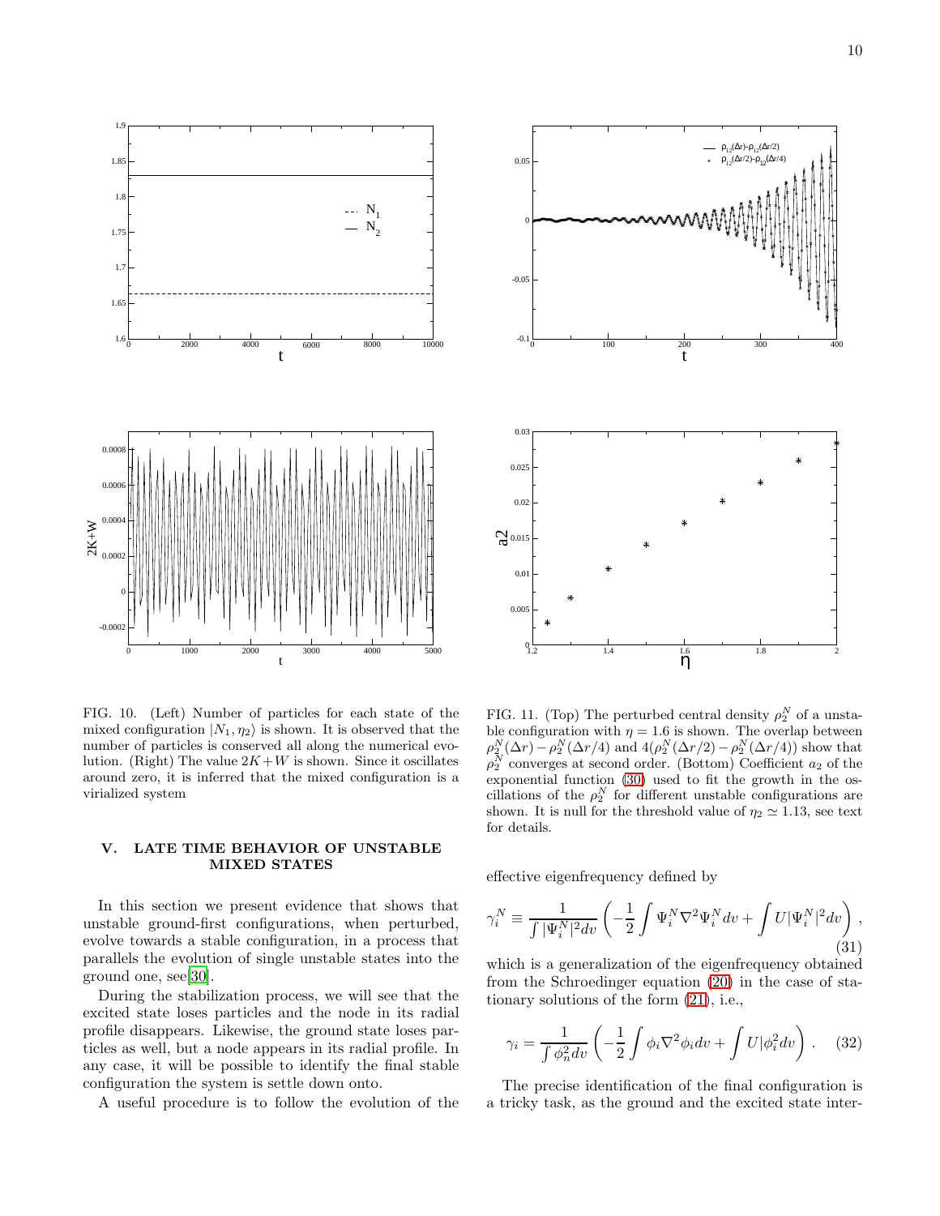FIG. 10. (Left) Number of particles for each state of the mixed configuration $|N_1, \eta_2\rangle$ is shown. It is observed that the number of particles is conserved all along the numerical evolution. (Right) The value $2K+W$ is shown. Since it oscillates around zero, it is inferred that the mixed configuration is a virialized system

FIG. 11. (Top) The perturbed central density $\rho_2^N$ of a unstable configuration with $\eta = 1.6$ is shown. The overlap between $\rho_2^N(\Delta r) - \rho_2^N(\Delta r/4)$ and $4(\rho_2^N(\Delta r/2) - \rho_2^N(\Delta r/4))$ show that $\rho_2^N$ converges at second order. (Bottom) Coefficient $a_2$ of the exponential function (30) used to fit the growth in the oscillations of the $\rho_2^N$ for different unstable configurations are shown. It is null for the threshold value of $\eta_2 \simeq 1.13$, see text for details.

## V. LATE TIME BEHAVIOR OF UNSTABLE MIXED STATES

In this section we present evidence that shows that unstable ground-first configurations, when perturbed, evolve towards a stable configuration, in a process that parallels the evolution of single unstable states into the ground one, see[30].

During the stabilization process, we will see that the excited state loses particles and the node in its radial profile disappears. Likewise, the ground state loses particles as well, but a node appears in its radial profile. In any case, it will be possible to identify the final stable configuration the system is settle down onto.

A useful procedure is to follow the evolution of the effective eigenfrequency defined by

$$\gamma_i^N \equiv \frac{1}{\int |\Psi_i^N|^2 dv} \left( -\frac{1}{2} \int \Psi_i^N \nabla^2 \Psi_i^N dv + \int U |\Psi_i^N|^2 dv \right), \tag{31}$$

which is a generalization of the eigenfrequency obtained from the Schroedinger equation (20) in the case of stationary solutions of the form (21), i.e.,

$$\gamma_i = \frac{1}{\int \phi_n^2 dv} \left( -\frac{1}{2} \int \phi_i \nabla^2 \phi_i dv + \int U |\phi_i^2 dv \right). \tag{32}$$

The precise identification of the final configuration is a tricky task, as the ground and the excited state inter-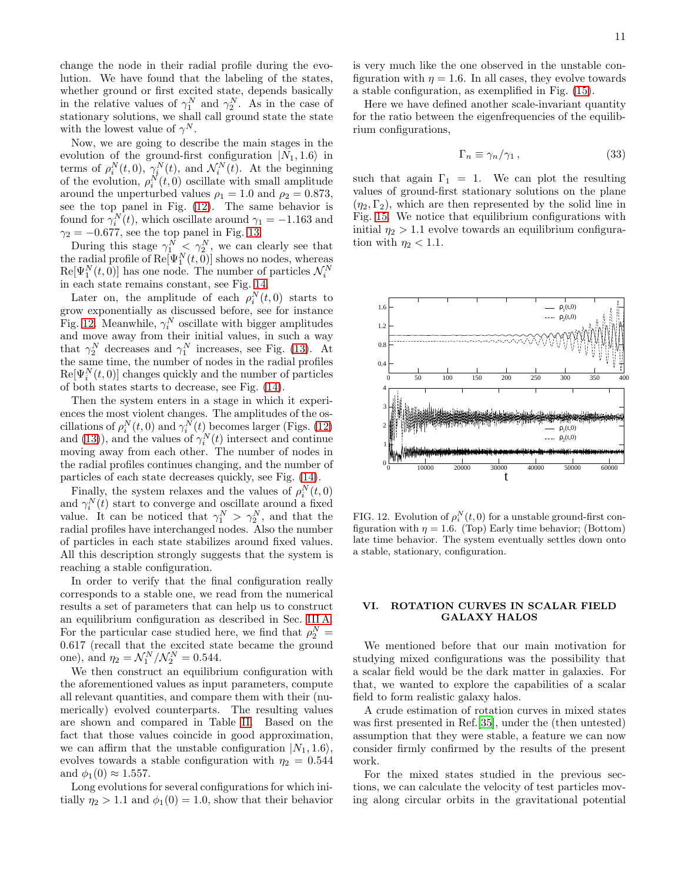change the node in their radial profile during the evolution. We have found that the labeling of the states, whether ground or first excited state, depends basically in the relative values of $\gamma_1^N$ and $\gamma_2^N$. As in the case of stationary solutions, we shall call ground state the state with the lowest value of $\gamma^N$.

Now, we are going to describe the main stages in the evolution of the ground-first configuration $|N_1, 1.6\rangle$ in terms of $\rho_i^N(t,0)$, $\gamma_i^N(t)$, and $\mathcal{N}_i^N(t)$. At the beginning of the evolution, $\rho_i^N(t,0)$ oscillate with small amplitude around the unperturbed values $\rho_1 = 1.0$ and $\rho_2 = 0.873$, see the top panel in Fig. (12). The same behavior is found for $\gamma_i^N(t)$, which oscillate around $\gamma_1 = -1.163$ and $\gamma_2 = -0.677$, see the top panel in Fig. 13.

During this stage $\gamma_1^N < \gamma_2^N$, we can clearly see that the radial profile of $\mathrm{Re}[\Psi_1^N(t,0)]$ shows no nodes, whereas $\mathrm{Re}[\Psi_1^N(t,0)]$ has one node. The number of particles $\mathcal{N}_i^N$ in each state remains constant, see Fig. 14.

Later on, the amplitude of each $\rho_i^N(t,0)$ starts to grow exponentially as discussed before, see for instance Fig. 12. Meanwhile, $\gamma_i^N$ oscillate with bigger amplitudes and move away from their initial values, in such a way that $\gamma_2^N$ decreases and $\gamma_1^N$ increases, see Fig. (13). At the same time, the number of nodes in the radial profiles $\mathrm{Re}[\Psi_i^N(t,0)]$ changes quickly and the number of particles of both states starts to decrease, see Fig. (14).

Then the system enters in a stage in which it experiences the most violent changes. The amplitudes of the oscillations of $\rho_i^N(t,0)$ and $\gamma_i^N(t)$ becomes larger (Figs. (12) and (13)), and the values of $\gamma_i^N(t)$ intersect and continue moving away from each other. The number of nodes in the radial profiles continues changing, and the number of particles of each state decreases quickly, see Fig. (14).

Finally, the system relaxes and the values of $\rho_i^N(t,0)$ and $\gamma_i^N(t)$ start to converge and oscillate around a fixed value. It can be noticed that $\gamma_1^N > \gamma_2^N$, and that the radial profiles have interchanged nodes. Also the number of particles in each state stabilizes around fixed values. All this description strongly suggests that the system is reaching a stable configuration.

In order to verify that the final configuration really corresponds to a stable one, we read from the numerical results a set of parameters that can help us to construct an equilibrium configuration as described in Sec. III A. For the particular case studied here, we find that $\rho_2^N = 0.617$ (recall that the excited state became the ground one), and $\eta_2 = \mathcal{N}_1^N/\mathcal{N}_2^N = 0.544$.

We then construct an equilibrium configuration with the aforementioned values as input parameters, compute all relevant quantities, and compare them with their (numerically) evolved counterparts. The resulting values are shown and compared in Table II. Based on the fact that those values coincide in good approximation, we can affirm that the unstable configuration $|N_1, 1.6\rangle$, evolves towards a stable configuration with $\eta_2 = 0.544$ and $\phi_1(0) \approx 1.557$.

Long evolutions for several configurations for which initially $\eta_2 > 1.1$ and $\phi_1(0) = 1.0$, show that their behavior is very much like the one observed in the unstable configuration with $\eta = 1.6$. In all cases, they evolve towards a stable configuration, as exemplified in Fig. (15).

Here we have defined another scale-invariant quantity for the ratio between the eigenfrequencies of the equilibrium configurations,

$$\Gamma_n \equiv \gamma_n/\gamma_1 \,, \tag{33}$$

such that again $\Gamma_1 = 1$. We can plot the resulting values of ground-first stationary solutions on the plane $(\eta_2, \Gamma_2)$, which are then represented by the solid line in Fig. 15. We notice that equilibrium configurations with initial $\eta_2 > 1.1$ evolve towards an equilibrium configuration with $\eta_2 < 1.1$.

FIG. 12. Evolution of $\rho_i^N(t,0)$ for a unstable ground-first configuration with $\eta = 1.6$. (Top) Early time behavior; (Bottom) late time behavior. The system eventually settles down onto a stable, stationary, configuration.

## VI. ROTATION CURVES IN SCALAR FIELD GALAXY HALOS

We mentioned before that our main motivation for studying mixed configurations was the possibility that a scalar field would be the dark matter in galaxies. For that, we wanted to explore the capabilities of a scalar field to form realistic galaxy halos.

A crude estimation of rotation curves in mixed states was first presented in Ref.[35], under the (then untested) assumption that they were stable, a feature we can now consider firmly confirmed by the results of the present work.

For the mixed states studied in the previous sections, we can calculate the velocity of test particles moving along circular orbits in the gravitational potential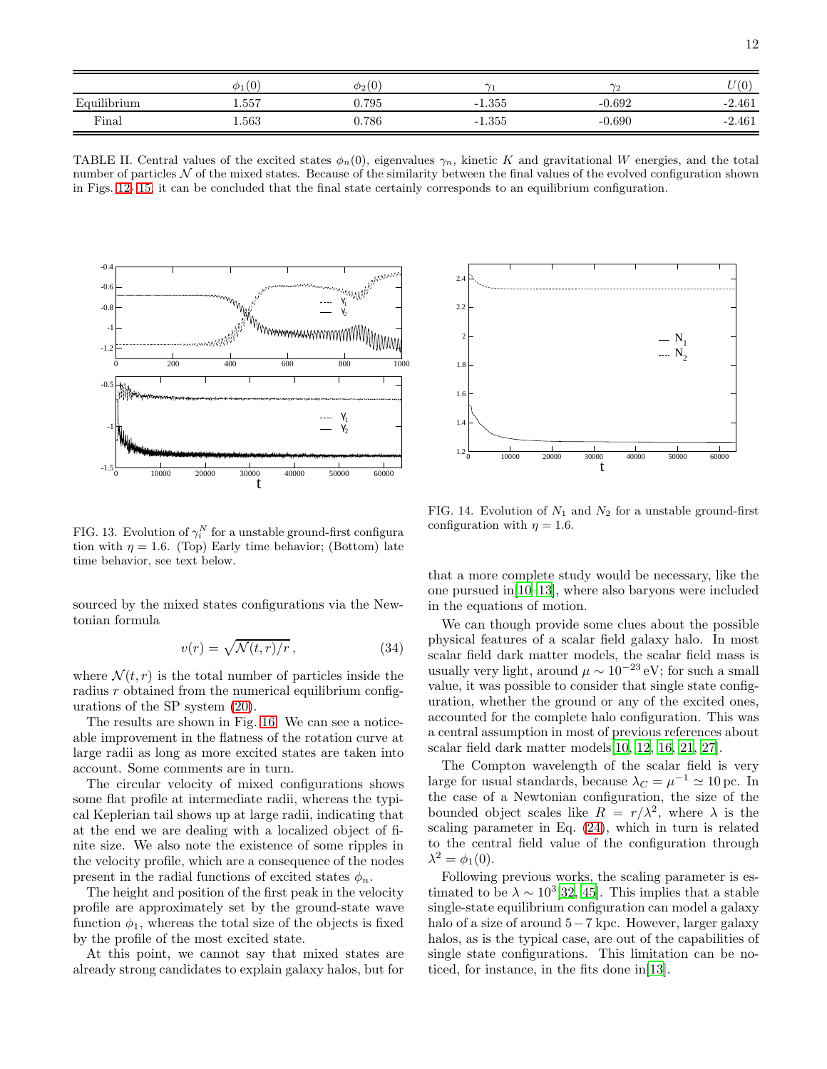| | $\phi_1(0)$ | $\phi_2(0)$ | $\gamma_1$ | $\gamma_2$ | $U(0)$ |
|---|---|---|---|---|---|
| Equilibrium | 1.557 | 0.795 | -1.355 | -0.692 | -2.461 |
| Final | 1.563 | 0.786 | -1.355 | -0.690 | -2.461 |

TABLE II. Central values of the excited states $\phi_n(0)$, eigenvalues $\gamma_n$, kinetic $K$ and gravitational $W$ energies, and the total number of particles $\mathcal{N}$ of the mixed states. Because of the similarity between the final values of the evolved configuration shown in Figs. 12- 15, it can be concluded that the final state certainly corresponds to an equilibrium configuration.

FIG. 13. Evolution of $\gamma_i^N$ for a unstable ground-first configuration with $\eta = 1.6$. (Top) Early time behavior; (Bottom) late time behavior, see text below.

FIG. 14. Evolution of $N_1$ and $N_2$ for a unstable ground-first configuration with $\eta = 1.6$.

sourced by the mixed states configurations via the Newtonian formula

$$v(r) = \sqrt{\mathcal{N}(t,r)/r}\,, \tag{34}$$

where $\mathcal{N}(t,r)$ is the total number of particles inside the radius $r$ obtained from the numerical equilibrium configurations of the SP system (20).

The results are shown in Fig. 16. We can see a noticeable improvement in the flatness of the rotation curve at large radii as long as more excited states are taken into account. Some comments are in turn.

The circular velocity of mixed configurations shows some flat profile at intermediate radii, whereas the typical Keplerian tail shows up at large radii, indicating that at the end we are dealing with a localized object of finite size. We also note the existence of some ripples in the velocity profile, which are a consequence of the nodes present in the radial functions of excited states $\phi_n$.

The height and position of the first peak in the velocity profile are approximately set by the ground-state wave function $\phi_1$, whereas the total size of the objects is fixed by the profile of the most excited state.

At this point, we cannot say that mixed states are already strong candidates to explain galaxy halos, but for that a more complete study would be necessary, like the one pursued in[10–13], where also baryons were included in the equations of motion.

We can though provide some clues about the possible physical features of a scalar field galaxy halo. In most scalar field dark matter models, the scalar field mass is usually very light, around $\mu \sim 10^{-23}\,$eV; for such a small value, it was possible to consider that single state configuration, whether the ground or any of the excited ones, accounted for the complete halo configuration. This was a central assumption in most of previous references about scalar field dark matter models[10, 12, 16, 21, 27].

The Compton wavelength of the scalar field is very large for usual standards, because $\lambda_C = \mu^{-1} \simeq 10\,$pc. In the case of a Newtonian configuration, the size of the bounded object scales like $R = r/\lambda^2$, where $\lambda$ is the scaling parameter in Eq. (24), which in turn is related to the central field value of the configuration through $\lambda^2 = \phi_1(0)$.

Following previous works, the scaling parameter is estimated to be $\lambda \sim 10^3$[32, 45]. This implies that a stable single-state equilibrium configuration can model a galaxy halo of a size of around $5-7$ kpc. However, larger galaxy halos, as is the typical case, are out of the capabilities of single state configurations. This limitation can be noticed, for instance, in the fits done in[13].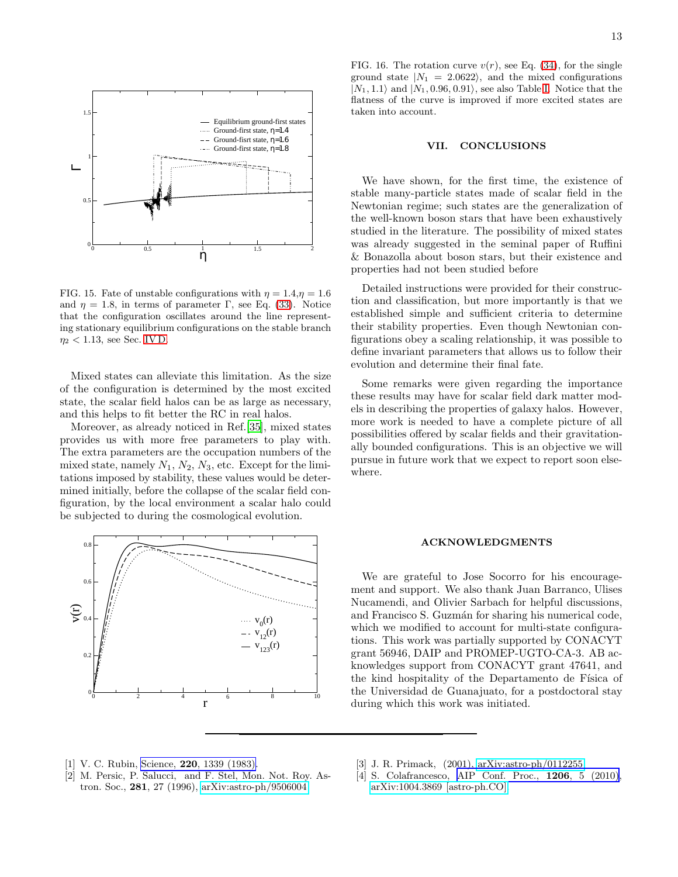FIG. 15. Fate of unstable configurations with $\eta = 1.4, \eta = 1.6$ and $\eta = 1.8$, in terms of parameter $\Gamma$, see Eq. (33). Notice that the configuration oscillates around the line representing stationary equilibrium configurations on the stable branch $\eta_2 < 1.13$, see Sec. IV D.

Mixed states can alleviate this limitation. As the size of the configuration is determined by the most excited state, the scalar field halos can be as large as necessary, and this helps to fit better the RC in real halos.

Moreover, as already noticed in Ref. [35], mixed states provides us with more free parameters to play with. The extra parameters are the occupation numbers of the mixed state, namely $N_1$, $N_2$, $N_3$, etc. Except for the limitations imposed by stability, these values would be determined initially, before the collapse of the scalar field configuration, by the local environment a scalar halo could be subjected to during the cosmological evolution.

FIG. 16. The rotation curve $v(r)$, see Eq. (34), for the single ground state $|N_1 = 2.0622\rangle$, and the mixed configurations $|N_1, 1.1\rangle$ and $|N_1, 0.96, 0.91\rangle$, see also Table I. Notice that the flatness of the curve is improved if more excited states are taken into account.

## VII. CONCLUSIONS

We have shown, for the first time, the existence of stable many-particle states made of scalar field in the Newtonian regime; such states are the generalization of the well-known boson stars that have been exhaustively studied in the literature. The possibility of mixed states was already suggested in the seminal paper of Ruffini & Bonazolla about boson stars, but their existence and properties had not been studied before

Detailed instructions were provided for their construction and classification, but more importantly is that we established simple and sufficient criteria to determine their stability properties. Even though Newtonian configurations obey a scaling relationship, it was possible to define invariant parameters that allows us to follow their evolution and determine their final fate.

Some remarks were given regarding the importance these results may have for scalar field dark matter models in describing the properties of galaxy halos. However, more work is needed to have a complete picture of all possibilities offered by scalar fields and their gravitationally bounded configurations. This is an objective we will pursue in future work that we expect to report soon elsewhere.

## ACKNOWLEDGMENTS

We are grateful to Jose Socorro for his encouragement and support. We also thank Juan Barranco, Ulises Nucamendi, and Olivier Sarbach for helpful discussions, and Francisco S. Guzmán for sharing his numerical code, which we modified to account for multi-state configurations. This work was partially supported by CONACYT grant 56946, DAIP and PROMEP-UGTO-CA-3. AB acknowledges support from CONACYT grant 47641, and the kind hospitality of the Departamento de Física of the Universidad de Guanajuato, for a postdoctoral stay during which this work was initiated.

---

[1] V. C. Rubin, Science, **220**, 1339 (1983).

[2] M. Persic, P. Salucci, and F. Stel, Mon. Not. Roy. Astron. Soc., **281**, 27 (1996), arXiv:astro-ph/9506004.

[3] J. R. Primack, (2001), arXiv:astro-ph/0112255.

[4] S. Colafrancesco, AIP Conf. Proc., **1206**, 5 (2010), arXiv:1004.3869 [astro-ph.CO].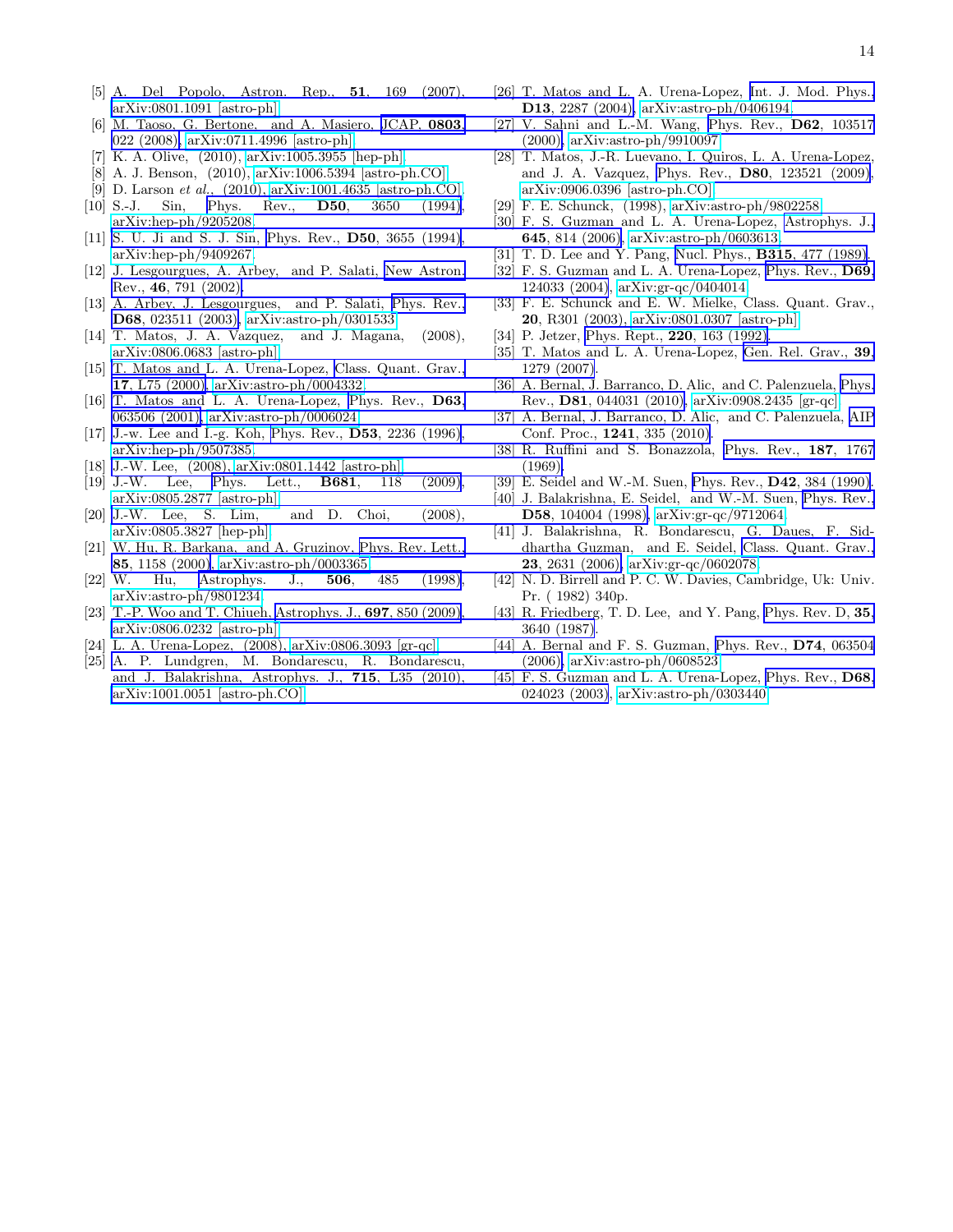[5] A. Del Popolo, Astron. Rep., **51**, 169 (2007), arXiv:0801.1091 [astro-ph].
[6] M. Taoso, G. Bertone, and A. Masiero, JCAP, **0803**, 022 (2008), arXiv:0711.4996 [astro-ph].
[7] K. A. Olive, (2010), arXiv:1005.3955 [hep-ph].
[8] A. J. Benson, (2010), arXiv:1006.5394 [astro-ph.CO].
[9] D. Larson *et al.*, (2010), arXiv:1001.4635 [astro-ph.CO].
[10] S.-J. Sin, Phys. Rev., **D50**, 3650 (1994), arXiv:hep-ph/9205208.
[11] S. U. Ji and S. J. Sin, Phys. Rev., **D50**, 3655 (1994), arXiv:hep-ph/9409267.
[12] J. Lesgourgues, A. Arbey, and P. Salati, New Astron. Rev., **46**, 791 (2002).
[13] A. Arbey, J. Lesgourgues, and P. Salati, Phys. Rev., **D68**, 023511 (2003), arXiv:astro-ph/0301533.
[14] T. Matos, J. A. Vazquez, and J. Magana, (2008), arXiv:0806.0683 [astro-ph].
[15] T. Matos and L. A. Urena-Lopez, Class. Quant. Grav., **17**, L75 (2000), arXiv:astro-ph/0004332.
[16] T. Matos and L. A. Urena-Lopez, Phys. Rev., **D63**, 063506 (2001), arXiv:astro-ph/0006024.
[17] J.-w. Lee and I.-g. Koh, Phys. Rev., **D53**, 2236 (1996), arXiv:hep-ph/9507385.
[18] J.-W. Lee, (2008), arXiv:0801.1442 [astro-ph].
[19] J.-W. Lee, Phys. Lett., **B681**, 118 (2009), arXiv:0805.2877 [astro-ph].
[20] J.-W. Lee, S. Lim, and D. Choi, (2008), arXiv:0805.3827 [hep-ph].
[21] W. Hu, R. Barkana, and A. Gruzinov, Phys. Rev. Lett., **85**, 1158 (2000), arXiv:astro-ph/0003365.
[22] W. Hu, Astrophys. J., **506**, 485 (1998), arXiv:astro-ph/9801234.
[23] T.-P. Woo and T. Chiueh, Astrophys. J., **697**, 850 (2009), arXiv:0806.0232 [astro-ph].
[24] L. A. Urena-Lopez, (2008), arXiv:0806.3093 [gr-qc].
[25] A. P. Lundgren, M. Bondarescu, R. Bondarescu, and J. Balakrishna, Astrophys. J., **715**, L35 (2010), arXiv:1001.0051 [astro-ph.CO].
[26] T. Matos and L. A. Urena-Lopez, Int. J. Mod. Phys., **D13**, 2287 (2004), arXiv:astro-ph/0406194.
[27] V. Sahni and L.-M. Wang, Phys. Rev., **D62**, 103517 (2000), arXiv:astro-ph/9910097.
[28] T. Matos, J.-R. Luevano, I. Quiros, L. A. Urena-Lopez, and J. A. Vazquez, Phys. Rev., **D80**, 123521 (2009), arXiv:0906.0396 [astro-ph.CO].
[29] F. E. Schunck, (1998), arXiv:astro-ph/9802258.
[30] F. S. Guzman and L. A. Urena-Lopez, Astrophys. J., **645**, 814 (2006), arXiv:astro-ph/0603613.
[31] T. D. Lee and Y. Pang, Nucl. Phys., **B315**, 477 (1989).
[32] F. S. Guzman and L. A. Urena-Lopez, Phys. Rev., **D69**, 124033 (2004), arXiv:gr-qc/0404014.
[33] F. E. Schunck and E. W. Mielke, Class. Quant. Grav., **20**, R301 (2003), arXiv:0801.0307 [astro-ph].
[34] P. Jetzer, Phys. Rept., **220**, 163 (1992).
[35] T. Matos and L. A. Urena-Lopez, Gen. Rel. Grav., **39**, 1279 (2007).
[36] A. Bernal, J. Barranco, D. Alic, and C. Palenzuela, Phys. Rev., **D81**, 044031 (2010), arXiv:0908.2435 [gr-qc].
[37] A. Bernal, J. Barranco, D. Alic, and C. Palenzuela, AIP Conf. Proc., **1241**, 335 (2010).
[38] R. Ruffini and S. Bonazzola, Phys. Rev., **187**, 1767 (1969).
[39] E. Seidel and W.-M. Suen, Phys. Rev., **D42**, 384 (1990).
[40] J. Balakrishna, E. Seidel, and W.-M. Suen, Phys. Rev., **D58**, 104004 (1998), arXiv:gr-qc/9712064.
[41] J. Balakrishna, R. Bondarescu, G. Daues, F. Siddhartha Guzman, and E. Seidel, Class. Quant. Grav., **23**, 2631 (2006), arXiv:gr-qc/0602078.
[42] N. D. Birrell and P. C. W. Davies, Cambridge, Uk: Univ. Pr. ( 1982) 340p.
[43] R. Friedberg, T. D. Lee, and Y. Pang, Phys. Rev. D, **35**, 3640 (1987).
[44] A. Bernal and F. S. Guzman, Phys. Rev., **D74**, 063504 (2006), arXiv:astro-ph/0608523.
[45] F. S. Guzman and L. A. Urena-Lopez, Phys. Rev., **D68**, 024023 (2003), arXiv:astro-ph/0303440.